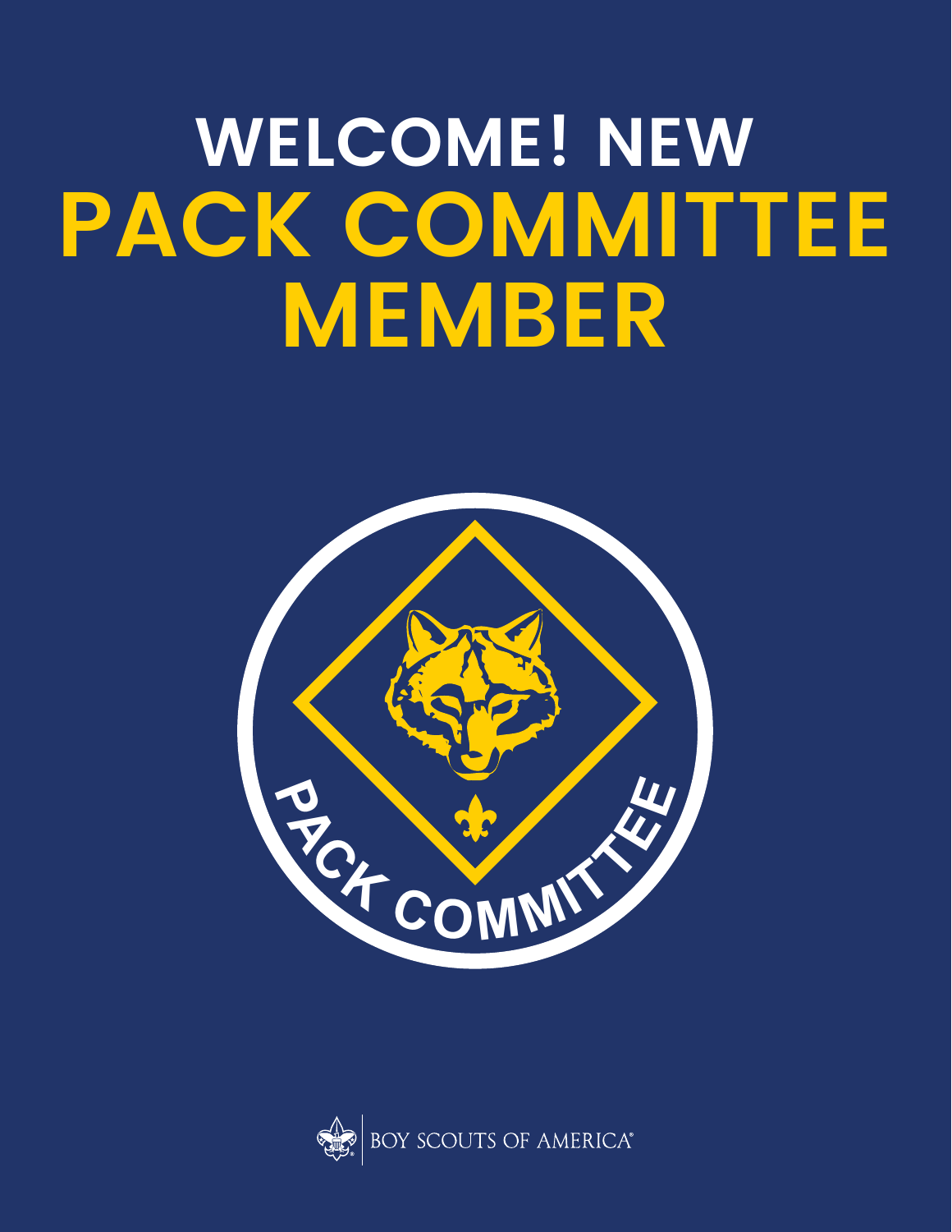# WELCOME! NEW PACK COMMITTEE MEMBER

PACK COMMITTEE

BOY SCOUTS OF AMERICA®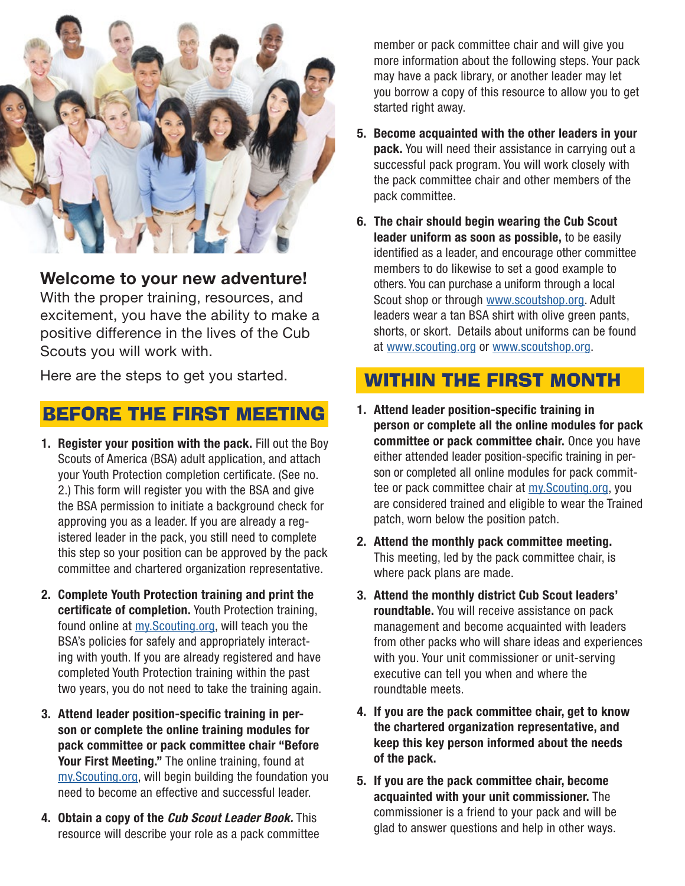**Welcome to your new adventure!** With the proper training, resources, and excitement, you have the ability to make a positive difference in the lives of the Cub Scouts you will work with.

Here are the steps to get you started.

## BEFORE THE FIRST MEETING

1. **Register your position with the pack.** Fill out the Boy Scouts of America (BSA) adult application, and attach your Youth Protection completion certificate. (See no. 2.) This form will register you with the BSA and give the BSA permission to initiate a background check for approving you as a leader. If you are already a registered leader in the pack, you still need to complete this step so your position can be approved by the pack committee and chartered organization representative.
2. **Complete Youth Protection training and print the certificate of completion.** Youth Protection training, found online at my.Scouting.org, will teach you the BSA's policies for safely and appropriately interacting with youth. If you are already registered and have completed Youth Protection training within the past two years, you do not need to take the training again.
3. **Attend leader position-specific training in person or complete the online training modules for pack committee or pack committee chair "Before Your First Meeting."** The online training, found at my.Scouting.org, will begin building the foundation you need to become an effective and successful leader.
4. **Obtain a copy of the *Cub Scout Leader Book.*** This resource will describe your role as a pack committee member or pack committee chair and will give you more information about the following steps. Your pack may have a pack library, or another leader may let you borrow a copy of this resource to allow you to get started right away.
5. **Become acquainted with the other leaders in your pack.** You will need their assistance in carrying out a successful pack program. You will work closely with the pack committee chair and other members of the pack committee.
6. **The chair should begin wearing the Cub Scout leader uniform as soon as possible,** to be easily identified as a leader, and encourage other committee members to do likewise to set a good example to others. You can purchase a uniform through a local Scout shop or through www.scoutshop.org. Adult leaders wear a tan BSA shirt with olive green pants, shorts, or skort. Details about uniforms can be found at www.scouting.org or www.scoutshop.org.

## WITHIN THE FIRST MONTH

1. **Attend leader position-specific training in person or complete all the online modules for pack committee or pack committee chair.** Once you have either attended leader position-specific training in person or completed all online modules for pack committee or pack committee chair at my.Scouting.org, you are considered trained and eligible to wear the Trained patch, worn below the position patch.
2. **Attend the monthly pack committee meeting.** This meeting, led by the pack committee chair, is where pack plans are made.
3. **Attend the monthly district Cub Scout leaders' roundtable.** You will receive assistance on pack management and become acquainted with leaders from other packs who will share ideas and experiences with you. Your unit commissioner or unit-serving executive can tell you when and where the roundtable meets.
4. **If you are the pack committee chair, get to know the chartered organization representative, and keep this key person informed about the needs of the pack.**
5. **If you are the pack committee chair, become acquainted with your unit commissioner.** The commissioner is a friend to your pack and will be glad to answer questions and help in other ways.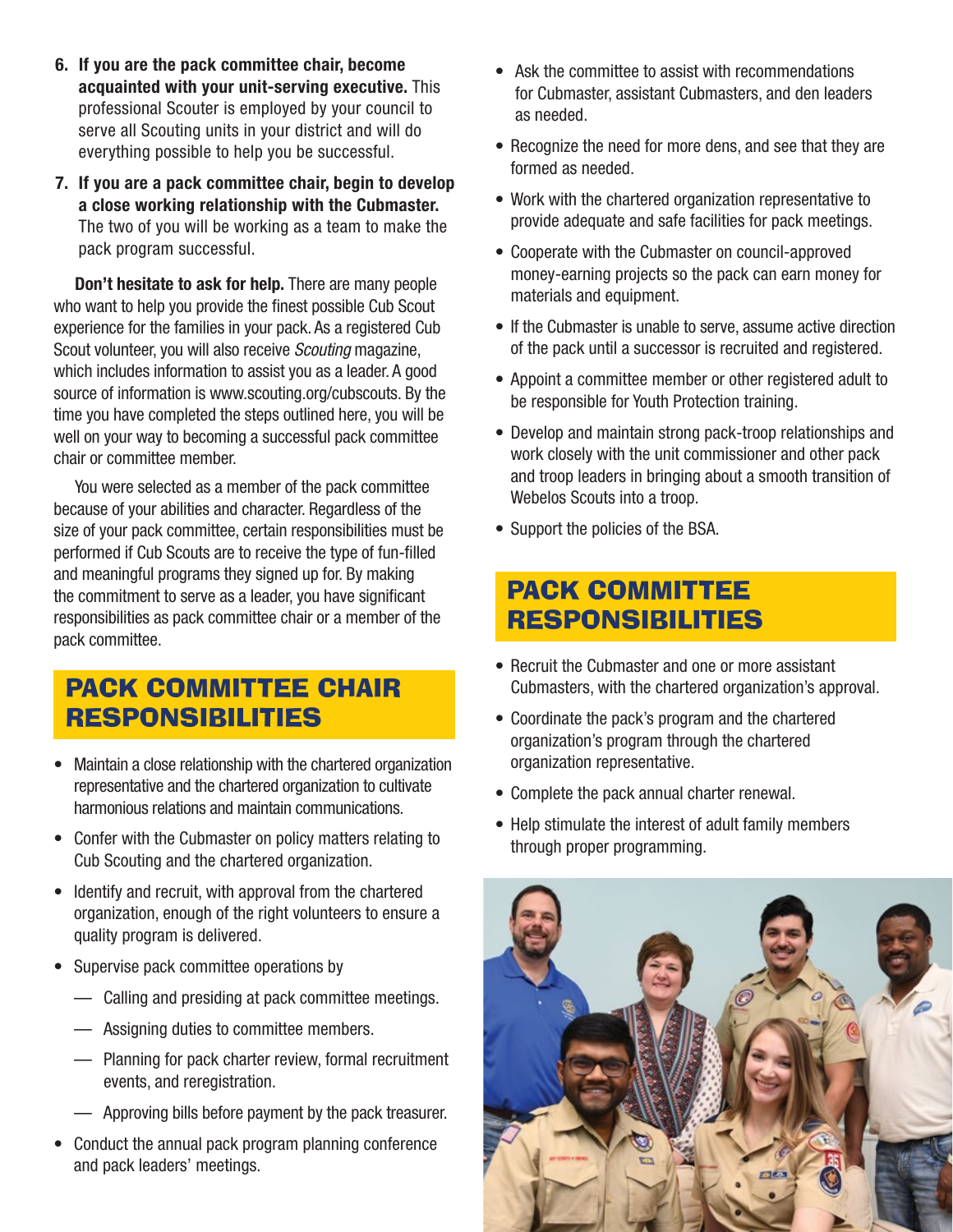6. **If you are the pack committee chair, become acquainted with your unit-serving executive.** This professional Scouter is employed by your council to serve all Scouting units in your district and will do everything possible to help you be successful.
7. **If you are a pack committee chair, begin to develop a close working relationship with the Cubmaster.** The two of you will be working as a team to make the pack program successful.

**Don't hesitate to ask for help.** There are many people who want to help you provide the finest possible Cub Scout experience for the families in your pack. As a registered Cub Scout volunteer, you will also receive *Scouting* magazine, which includes information to assist you as a leader. A good source of information is www.scouting.org/cubscouts. By the time you have completed the steps outlined here, you will be well on your way to becoming a successful pack committee chair or committee member.

You were selected as a member of the pack committee because of your abilities and character. Regardless of the size of your pack committee, certain responsibilities must be performed if Cub Scouts are to receive the type of fun-filled and meaningful programs they signed up for. By making the commitment to serve as a leader, you have significant responsibilities as pack committee chair or a member of the pack committee.

## PACK COMMITTEE CHAIR RESPONSIBILITIES

- Maintain a close relationship with the chartered organization representative and the chartered organization to cultivate harmonious relations and maintain communications.
- Confer with the Cubmaster on policy matters relating to Cub Scouting and the chartered organization.
- Identify and recruit, with approval from the chartered organization, enough of the right volunteers to ensure a quality program is delivered.
- Supervise pack committee operations by
  - Calling and presiding at pack committee meetings.
  - Assigning duties to committee members.
  - Planning for pack charter review, formal recruitment events, and reregistration.
  - Approving bills before payment by the pack treasurer.
- Conduct the annual pack program planning conference and pack leaders' meetings.
- Ask the committee to assist with recommendations for Cubmaster, assistant Cubmasters, and den leaders as needed.
- Recognize the need for more dens, and see that they are formed as needed.
- Work with the chartered organization representative to provide adequate and safe facilities for pack meetings.
- Cooperate with the Cubmaster on council-approved money-earning projects so the pack can earn money for materials and equipment.
- If the Cubmaster is unable to serve, assume active direction of the pack until a successor is recruited and registered.
- Appoint a committee member or other registered adult to be responsible for Youth Protection training.
- Develop and maintain strong pack-troop relationships and work closely with the unit commissioner and other pack and troop leaders in bringing about a smooth transition of Webelos Scouts into a troop.
- Support the policies of the BSA.

## PACK COMMITTEE RESPONSIBILITIES

- Recruit the Cubmaster and one or more assistant Cubmasters, with the chartered organization's approval.
- Coordinate the pack's program and the chartered organization's program through the chartered organization representative.
- Complete the pack annual charter renewal.
- Help stimulate the interest of adult family members through proper programming.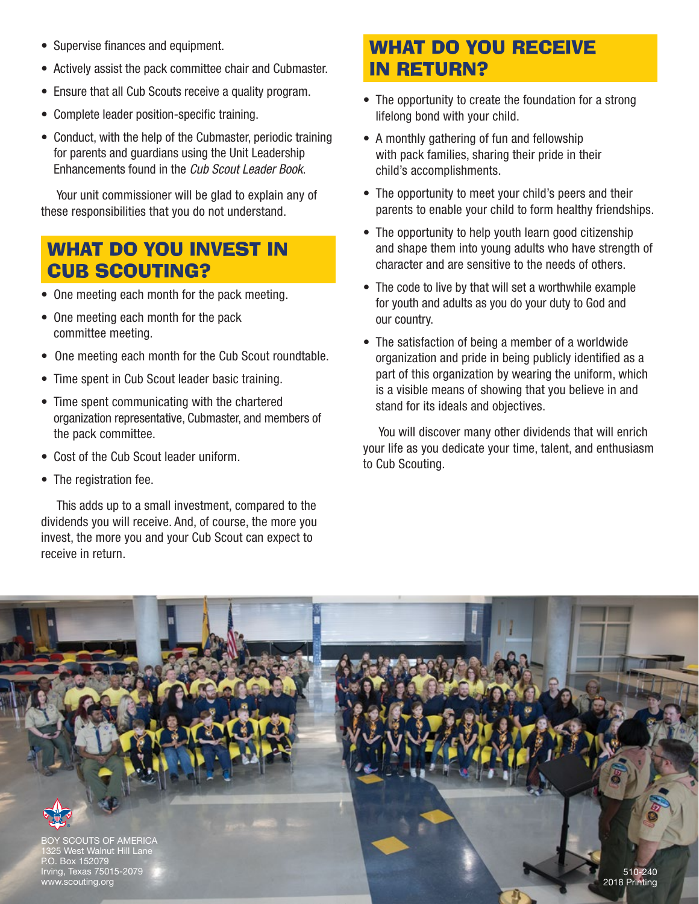- Supervise finances and equipment.
- Actively assist the pack committee chair and Cubmaster.
- Ensure that all Cub Scouts receive a quality program.
- Complete leader position-specific training.
- Conduct, with the help of the Cubmaster, periodic training for parents and guardians using the Unit Leadership Enhancements found in the *Cub Scout Leader Book*.

Your unit commissioner will be glad to explain any of these responsibilities that you do not understand.

## WHAT DO YOU INVEST IN CUB SCOUTING?

- One meeting each month for the pack meeting.
- One meeting each month for the pack committee meeting.
- One meeting each month for the Cub Scout roundtable.
- Time spent in Cub Scout leader basic training.
- Time spent communicating with the chartered organization representative, Cubmaster, and members of the pack committee.
- Cost of the Cub Scout leader uniform.
- The registration fee.

This adds up to a small investment, compared to the dividends you will receive. And, of course, the more you invest, the more you and your Cub Scout can expect to receive in return.

## WHAT DO YOU RECEIVE IN RETURN?

- The opportunity to create the foundation for a strong lifelong bond with your child.
- A monthly gathering of fun and fellowship with pack families, sharing their pride in their child's accomplishments.
- The opportunity to meet your child's peers and their parents to enable your child to form healthy friendships.
- The opportunity to help youth learn good citizenship and shape them into young adults who have strength of character and are sensitive to the needs of others.
- The code to live by that will set a worthwhile example for youth and adults as you do your duty to God and our country.
- The satisfaction of being a member of a worldwide organization and pride in being publicly identified as a part of this organization by wearing the uniform, which is a visible means of showing that you believe in and stand for its ideals and objectives.

You will discover many other dividends that will enrich your life as you dedicate your time, talent, and enthusiasm to Cub Scouting.

BOY SCOUTS OF AMERICA
1325 West Walnut Hill Lane
P.O. Box 152079
Irving, Texas 75015-2079
www.scouting.org

510-240
2018 Printing